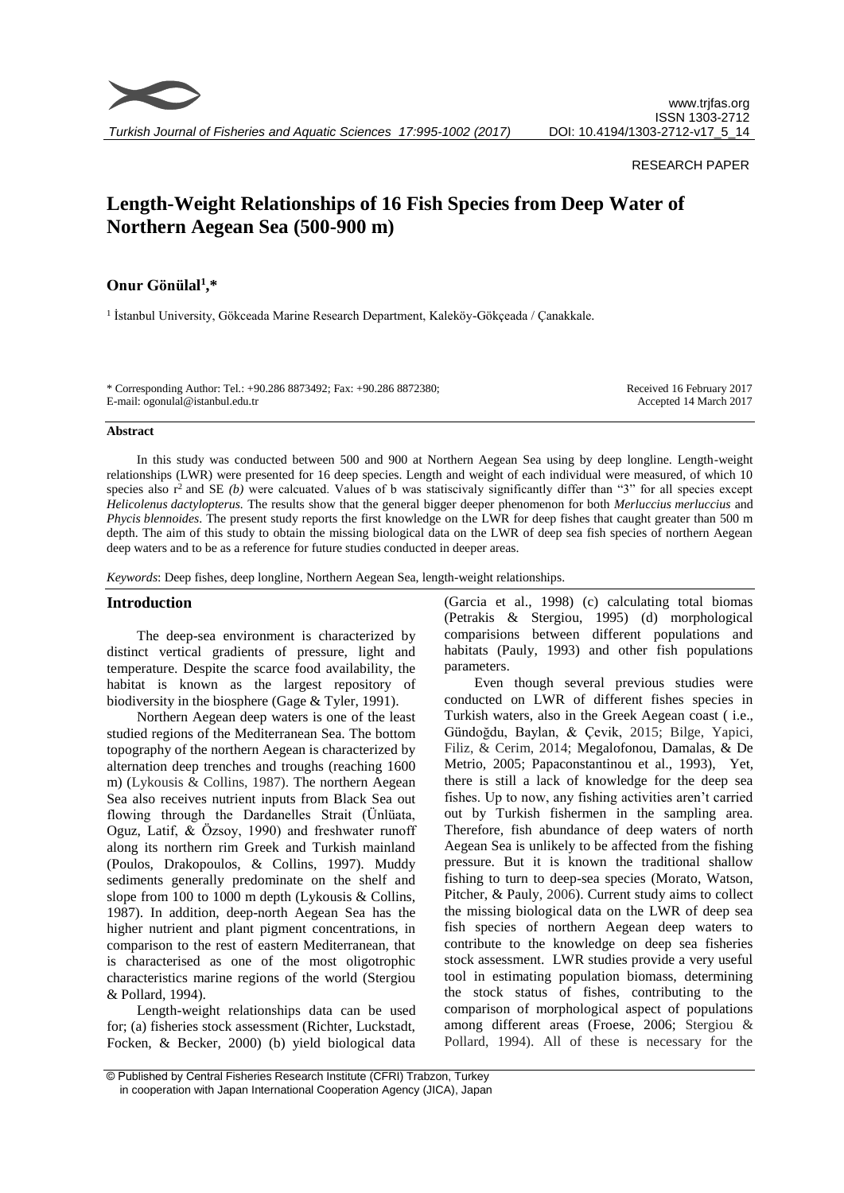RESEARCH PAPER

# Length-Weight Relationships of 16 Fish Species from Deep Water of Northern Aegean Sea (500-900 m)

**Onur Gönülal[1],***

[1] İstanbul University, Gökceada Marine Research Department, Kaleköy-Gökçeada / Çanakkale.

\* Corresponding Author: Tel.: +90.286 8873492; Fax: +90.286 8872380;
E-mail: ogonulal@istanbul.edu.tr

Received 16 February 2017
Accepted 14 March 2017

## Abstract

In this study was conducted between 500 and 900 at Northern Aegean Sea using by deep longline. Length-weight relationships (LWR) were presented for 16 deep species. Length and weight of each individual were measured, of which 10 species also $r^2$ and SE *(b)* were calcuated. Values of b was statiscivaly significantly differ than "3" for all species except *Helicolenus dactylopterus.* The results show that the general bigger deeper phenomenon for both *Merluccius merluccius* and *Phycis blennoides.* The present study reports the first knowledge on the LWR for deep fishes that caught greater than 500 m depth. The aim of this study to obtain the missing biological data on the LWR of deep sea fish species of northern Aegean deep waters and to be as a reference for future studies conducted in deeper areas.

*Keywords*: Deep fishes, deep longline, Northern Aegean Sea, length-weight relationships.

## Introduction

The deep-sea environment is characterized by distinct vertical gradients of pressure, light and temperature. Despite the scarce food availability, the habitat is known as the largest repository of biodiversity in the biosphere (Gage & Tyler, 1991).

Northern Aegean deep waters is one of the least studied regions of the Mediterranean Sea. The bottom topography of the northern Aegean is characterized by alternation deep trenches and troughs (reaching 1600 m) (Lykousis & Collins, 1987). The northern Aegean Sea also receives nutrient inputs from Black Sea out flowing through the Dardanelles Strait (Ünlüata, Oguz, Latif, & Özsoy, 1990) and freshwater runoff along its northern rim Greek and Turkish mainland (Poulos, Drakopoulos, & Collins, 1997). Muddy sediments generally predominate on the shelf and slope from 100 to 1000 m depth (Lykousis & Collins, 1987). In addition, deep-north Aegean Sea has the higher nutrient and plant pigment concentrations, in comparison to the rest of eastern Mediterranean, that is characterised as one of the most oligotrophic characteristics marine regions of the world (Stergiou & Pollard, 1994).

Length-weight relationships data can be used for; (a) fisheries stock assessment (Richter, Luckstadt, Focken, & Becker, 2000) (b) yield biological data (Garcia et al., 1998) (c) calculating total biomas (Petrakis & Stergiou, 1995) (d) morphological comparisions between different populations and habitats (Pauly, 1993) and other fish populations parameters.

Even though several previous studies were conducted on LWR of different fishes species in Turkish waters, also in the Greek Aegean coast ( i.e., Gündoğdu, Baylan, & Çevik, 2015; Bilge, Yapici, Filiz, & Cerim, 2014; Megalofonou, Damalas, & De Metrio, 2005; Papaconstantinou et al., 1993), Yet, there is still a lack of knowledge for the deep sea fishes. Up to now, any fishing activities aren't carried out by Turkish fishermen in the sampling area. Therefore, fish abundance of deep waters of north Aegean Sea is unlikely to be affected from the fishing pressure. But it is known the traditional shallow fishing to turn to deep-sea species (Morato, Watson, Pitcher, & Pauly, 2006). Current study aims to collect the missing biological data on the LWR of deep sea fish species of northern Aegean deep waters to contribute to the knowledge on deep sea fisheries stock assessment. LWR studies provide a very useful tool in estimating population biomass, determining the stock status of fishes, contributing to the comparison of morphological aspect of populations among different areas (Froese, 2006; Stergiou & Pollard, 1994). All of these is necessary for the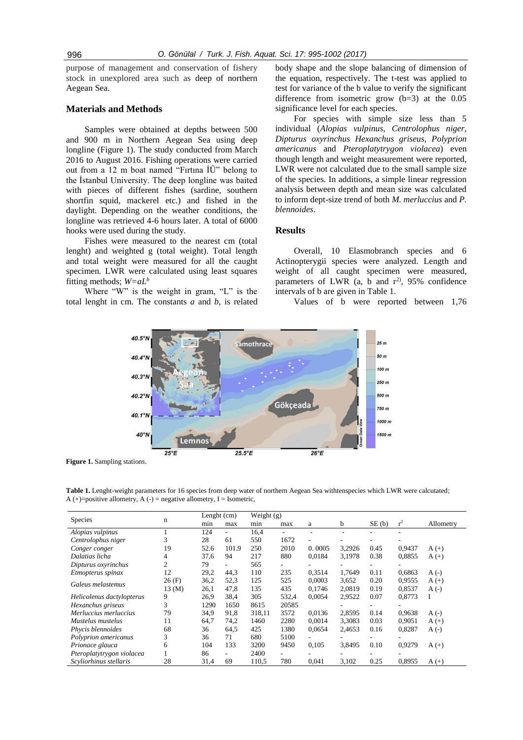purpose of management and conservation of fishery stock in unexplored area such as deep of northern Aegean Sea.

## Materials and Methods

Samples were obtained at depths between 500 and 900 m in Northern Aegean Sea using deep longline (Figure 1). The study conducted from March 2016 to August 2016. Fishing operations were carried out from a 12 m boat named "Fırtına İÜ" belong to the İstanbul University. The deep longline was baited with pieces of different fishes (sardine, southern shortfin squid, mackerel etc.) and fished in the daylight. Depending on the weather conditions, the longline was retrieved 4-6 hours later. A total of 6000 hooks were used during the study.

Fishes were measured to the nearest cm (total lenght) and weighted g (total weight). Total length and total weight were measured for all the caught specimen. LWR were calculated using least squares fitting methods; $W=aL^b$

Where "W" is the weight in gram, "L" is the total lenght in cm. The constants *a* and *b*, is related body shape and the slope balancing of dimension of the equation, respectively. The t-test was applied to test for variance of the b value to verify the significant difference from isometric grow (b=3) at the 0.05 significance level for each species.

For species with simple size less than 5 individual (*Alopias vulpinus, Centrolophus niger, Dipturus oxyrinchus Hexanchus griseus, Polyprion americanus* and *Pteroplatytrygon violacea*) even though length and weight measurement were reported, LWR were not calculated due to the small sample size of the species. In additions, a simple linear regression analysis between depth and mean size was calculated to inform dept-size trend of both *M. merluccius* and *P. blennoides*.

## Results

Overall, 10 Elasmobranch species and 6 Actinopterygii species were analyzed. Length and weight of all caught specimen were measured, parameters of LWR (a, b and $r^2$), 95% confidence intervals of b are given in Table 1.

Values of b were reported between 1,76

**Figure 1.** Sampling stations.

**Table 1.** Lenght-weight parameters for 16 species from deep water of northern Aegean Sea withtenspecies which LWR were calcutated; A (+)=positive allometry, A (-) = negative allometry, I = Isometric,

| Species | n | Lenght (cm) | | Weight (g) | | a | b | SE (b) | $r^2$ | Allometry |
|---|---|---|---|---|---|---|---|---|---|---|
| | | min | max | min | max | | | | | |
| *Alopias vulpinus* | 1 | 124 | - | 16,4 | - | - | - | - | - | |
| *Centrolophus niger* | 3 | 28 | 61 | 550 | 1672 | - | - | - | - | |
| *Conger conger* | 19 | 52.6 | 101.9 | 250 | 2010 | 0. 0005 | 3,2926 | 0.45 | 0,9437 | A (+) |
| *Dalatias licha* | 4 | 37,6 | 94 | 217 | 880 | 0,0184 | 3,1978 | 0.38 | 0,8855 | A (+) |
| *Dipturus oxyrinchus* | 2 | 79 | - | 565 | - | - | - | - | - | |
| *Etmopterus spinax* | 12 | 29,2 | 44,3 | 110 | 235 | 0,3514 | 1,7649 | 0.11 | 0,6863 | A (-) |
| *Galeus melastemus* | 26 (F) | 36,2 | 52,3 | 125 | 525 | 0,0003 | 3,652 | 0.20 | 0,9555 | A (+) |
| | 13 (M) | 26,1 | 47,8 | 135 | 435 | 0,1746 | 2,0819 | 0.19 | 0,8537 | A (-) |
| *Helicolenus dactylopterus* | 9 | 26,9 | 38,4 | 305 | 532,4 | 0,0054 | 2,9522 | 0.07 | 0,8773 | I |
| *Hexanchus griseus* | 3 | 1290 | 1650 | 8615 | 20585 | | - | - | - | |
| *Merluccius merluccius* | 79 | 34,9 | 91,8 | 318,11 | 3572 | 0,0136 | 2,8595 | 0.14 | 0,9638 | A (-) |
| *Mustelus mustelus* | 11 | 64,7 | 74,2 | 1460 | 2280 | 0,0014 | 3,3083 | 0.03 | 0,9051 | A (+) |
| *Phycis blennoides* | 68 | 36 | 64,5 | 425 | 1380 | 0,0654 | 2,4653 | 0.16 | 0,8287 | A (-) |
| *Polyprion americanus* | 3 | 36 | 71 | 680 | 5100 | - | - | - | - | |
| *Prionace glauca* | 6 | 104 | 133 | 3200 | 9450 | 0,105 | 3,8495 | 0.10 | 0,9279 | A (+) |
| *Pteroplatytrygon violacea* | 1 | 86 | - | 2400 | - | - | - | - | - | |
| *Scyliorhinus stellaris* | 28 | 31,4 | 69 | 110,5 | 780 | 0,041 | 3,102 | 0.25 | 0,8955 | A (+) |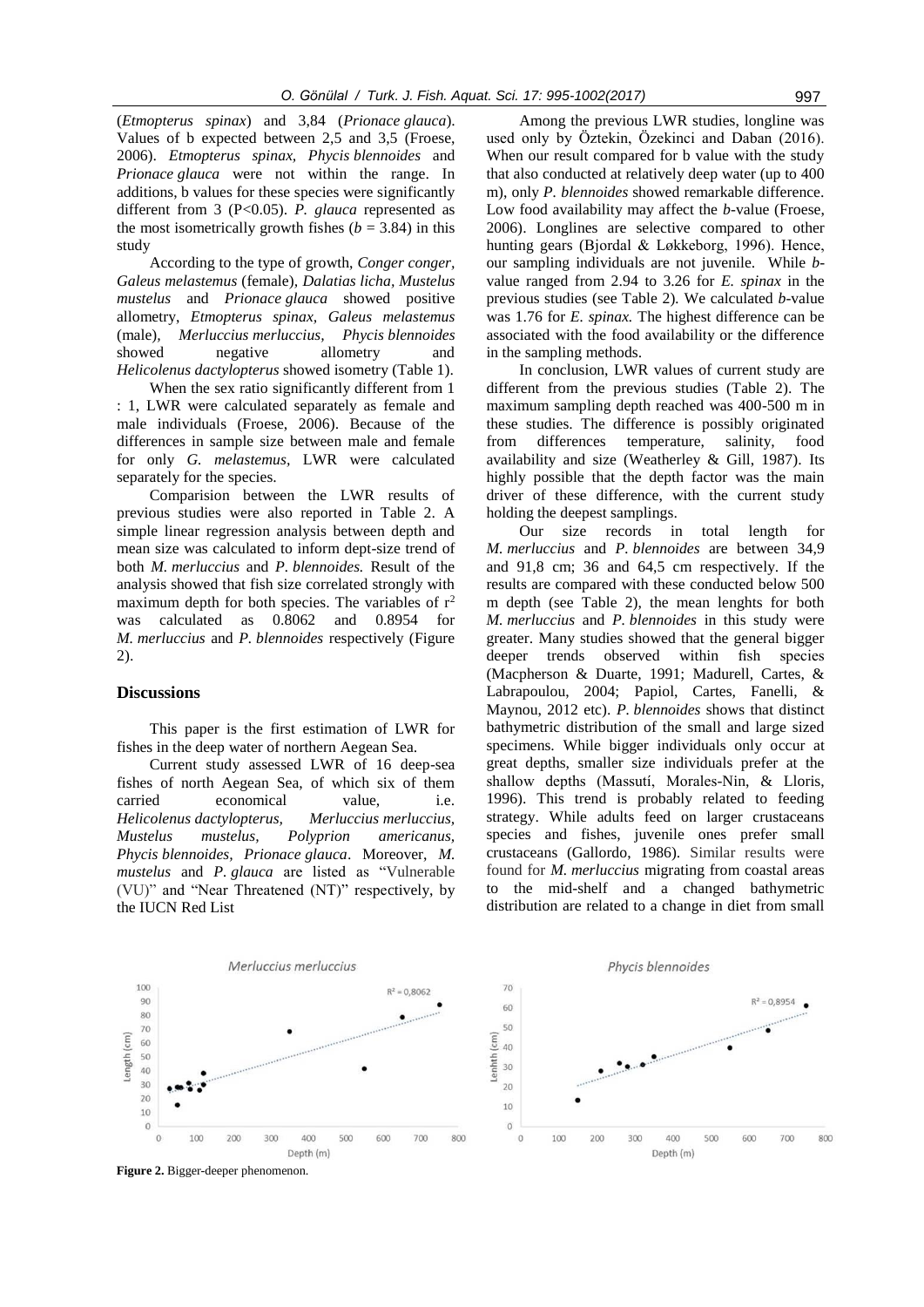(*Etmopterus spinax*) and 3,84 (*Prionace glauca*). Values of b expected between 2,5 and 3,5 (Froese, 2006). *Etmopterus spinax, Phycis blennoides* and *Prionace glauca* were not within the range. In additions, b values for these species were significantly different from 3 ($P<0.05$). *P. glauca* represented as the most isometrically growth fishes ($b = 3.84$) in this study

According to the type of growth, *Conger conger, Galeus melastemus* (female), *Dalatias licha, Mustelus mustelus* and *Prionace glauca* showed positive allometry, *Etmopterus spinax, Galeus melastemus* (male), *Merluccius merluccius, Phycis blennoides* showed negative allometry and *Helicolenus dactylopterus* showed isometry (Table 1).

When the sex ratio significantly different from 1 : 1, LWR were calculated separately as female and male individuals (Froese, 2006). Because of the differences in sample size between male and female for only *G. melastemus*, LWR were calculated separately for the species.

Comparision between the LWR results of previous studies were also reported in Table 2. A simple linear regression analysis between depth and mean size was calculated to inform dept-size trend of both *M. merluccius* and *P. blennoides.* Result of the analysis showed that fish size correlated strongly with maximum depth for both species. The variables of $r^2$ was calculated as 0.8062 and 0.8954 for *M. merluccius* and *P. blennoides* respectively (Figure 2).

## Discussions

This paper is the first estimation of LWR for fishes in the deep water of northern Aegean Sea.

Current study assessed LWR of 16 deep-sea fishes of north Aegean Sea, of which six of them carried economical value, i.e. *Helicolenus dactylopterus, Merluccius merluccius, Mustelus mustelus, Polyprion americanus, Phycis blennoides, Prionace glauca*. Moreover, *M. mustelus* and *P. glauca* are listed as "Vulnerable (VU)" and "Near Threatened (NT)" respectively, by the IUCN Red List

Among the previous LWR studies, longline was used only by Öztekin, Özekinci and Daban (2016). When our result compared for b value with the study that also conducted at relatively deep water (up to 400 m), only *P. blennoides* showed remarkable difference. Low food availability may affect the *b*-value (Froese, 2006). Longlines are selective compared to other hunting gears (Bjordal & Løkkeborg, 1996). Hence, our sampling individuals are not juvenile. While *b*-value ranged from 2.94 to 3.26 for *E. spinax* in the previous studies (see Table 2)*.* We calculated *b*-value was 1.76 for *E. spinax.* The highest difference can be associated with the food availability or the difference in the sampling methods.

In conclusion, LWR values of current study are different from the previous studies (Table 2). The maximum sampling depth reached was 400-500 m in these studies. The difference is possibly originated from differences temperature, salinity, food availability and size (Weatherley & Gill, 1987). Its highly possible that the depth factor was the main driver of these difference, with the current study holding the deepest samplings.

Our size records in total length for *M. merluccius* and *P. blennoides* are between 34,9 and 91,8 cm; 36 and 64,5 cm respectively. If the results are compared with these conducted below 500 m depth (see Table 2), the mean lenghts for both *M. merluccius* and *P. blennoides* in this study were greater. Many studies showed that the general bigger deeper trends observed within fish species (Macpherson & Duarte, 1991; Madurell, Cartes, & Labrapoulou, 2004; Papiol, Cartes, Fanelli, & Maynou, 2012 etc). *P. blennoides* shows that distinct bathymetric distribution of the small and large sized specimens. While bigger individuals only occur at great depths, smaller size individuals prefer at the shallow depths (Massutí, Morales-Nin, & Lloris, 1996). This trend is probably related to feeding strategy. While adults feed on larger crustaceans species and fishes, juvenile ones prefer small crustaceans (Gallordo, 1986). Similar results were found for *M. merluccius* migrating from coastal areas to the mid-shelf and a changed bathymetric distribution are related to a change in diet from small

**Figure 2.** Bigger-deeper phenomenon.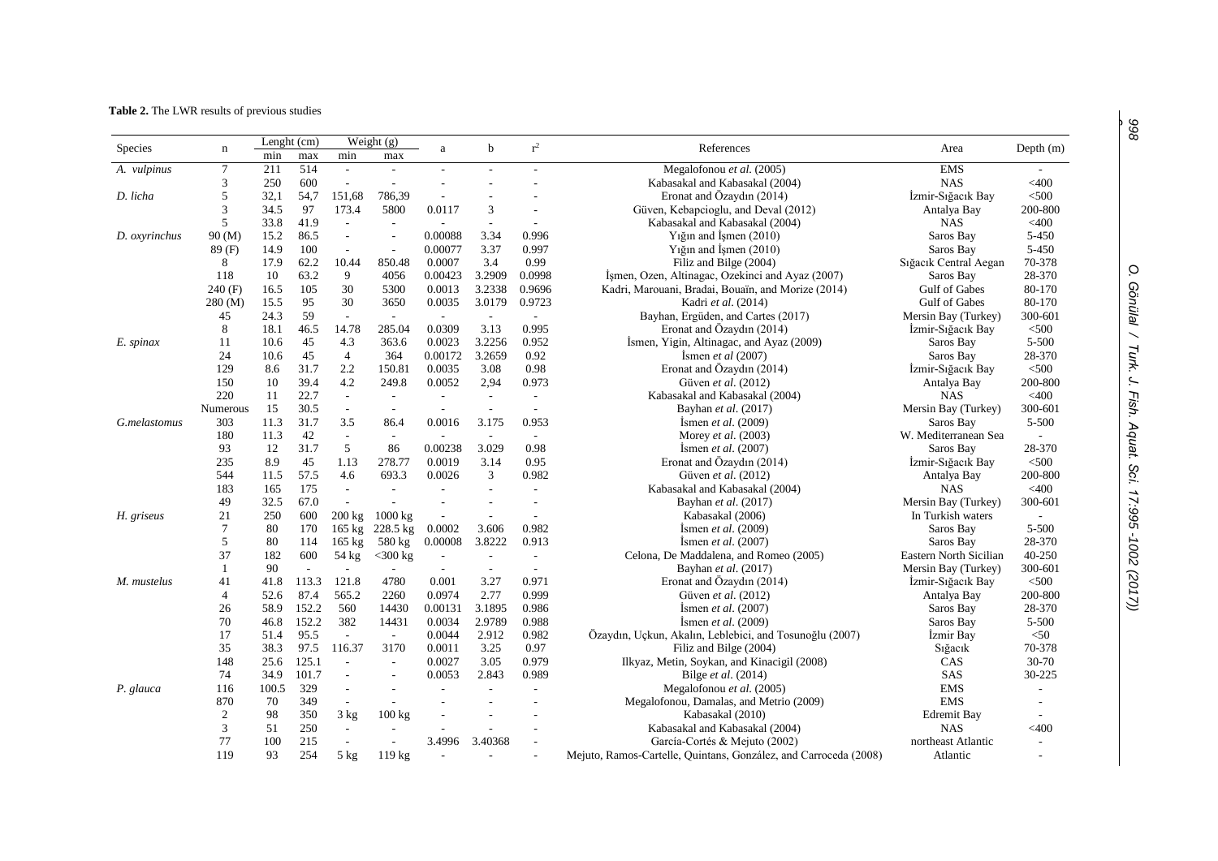**Table 2.** The LWR results of previous studies

| Species | n | Lenght (cm) | | Weight (g) | | a | b | $r^2$ | References | Area | Depth (m) |
|---|---|---|---|---|---|---|---|---|---|---|---|
| | | min | max | min | max | | | | | | |
| *A. vulpinus* | 7 | 211 | 514 | - | - | - | - | - | Megalofonou *et al.* (2005) | EMS | - |
| | 3 | 250 | 600 | - | - | | | | Kabasakal and Kabasakal (2004) | NAS | <400 |
| *D. licha* | 5 | 32,1 | 54,7 | 151,68 | 786,39 | - | - | - | Eronat and Özaydın (2014) | İzmir-Sığacık Bay | <500 |
| | 3 | 34.5 | 97 | 173.4 | 5800 | 0.0117 | 3 | - | Güven, Kebapcioglu, and Deval (2012) | Antalya Bay | 200-800 |
| | 5 | 33.8 | 41.9 | - | - | - | - | - | Kabasakal and Kabasakal (2004) | NAS | <400 |
| *D. oxyrinchus* | 90 (M) | 15.2 | 86.5 | - | - | 0.00088 | 3.34 | 0.996 | Yığın and İşmen (2010) | Saros Bay | 5-450 |
| | 89 (F) | 14.9 | 100 | - | - | 0.00077 | 3.37 | 0.997 | Yığın and İşmen (2010) | Saros Bay | 5-450 |
| | 8 | 17.9 | 62.2 | 10.44 | 850.48 | 0.0007 | 3.4 | 0.99 | Filiz and Bilge (2004) | Sığacık Central Aegan | 70-378 |
| | 118 | 10 | 63.2 | 9 | 4056 | 0.00423 | 3.2909 | 0.0998 | İşmen, Ozen, Altinagac, Ozekinci and Ayaz (2007) | Saros Bay | 28-370 |
| | 240 (F) | 16.5 | 105 | 30 | 5300 | 0.0013 | 3.2338 | 0.9696 | Kadri, Marouani, Bradai, Bouaïn, and Morize (2014) | Gulf of Gabes | 80-170 |
| | 280 (M) | 15.5 | 95 | 30 | 3650 | 0.0035 | 3.0179 | 0.9723 | Kadri *et al.* (2014) | Gulf of Gabes | 80-170 |
| | 45 | 24.3 | 59 | - | - | - | - | - | Bayhan, Ergüden, and Cartes (2017) | Mersin Bay (Turkey) | 300-601 |
| | 8 | 18.1 | 46.5 | 14.78 | 285.04 | 0.0309 | 3.13 | 0.995 | Eronat and Özaydın (2014) | İzmir-Sığacık Bay | <500 |
| *E. spinax* | 11 | 10.6 | 45 | 4.3 | 363.6 | 0.0023 | 3.2256 | 0.952 | İsmen, Yigin, Altinagac, and Ayaz (2009) | Saros Bay | 5-500 |
| | 24 | 10.6 | 45 | 4 | 364 | 0.00172 | 3.2659 | 0.92 | İsmen *et al* (2007) | Saros Bay | 28-370 |
| | 129 | 8.6 | 31.7 | 2.2 | 150.81 | 0.0035 | 3.08 | 0.98 | Eronat and Özaydın (2014) | İzmir-Sığacık Bay | <500 |
| | 150 | 10 | 39.4 | 4.2 | 249.8 | 0.0052 | 2,94 | 0.973 | Güven *et al.* (2012) | Antalya Bay | 200-800 |
| | 220 | 11 | 22.7 | - | - | - | - | - | Kabasakal and Kabasakal (2004) | NAS | <400 |
| | Numerous | 15 | 30.5 | - | - | - | - | - | Bayhan *et al.* (2017) | Mersin Bay (Turkey) | 300-601 |
| *G.melastomus* | 303 | 11.3 | 31.7 | 3.5 | 86.4 | 0.0016 | 3.175 | 0.953 | İsmen *et al.* (2009) | Saros Bay | 5-500 |
| | 180 | 11.3 | 42 | - | - | - | - | - | Morey *et al.* (2003) | W. Mediterranean Sea | - |
| | 93 | 12 | 31.7 | 5 | 86 | 0.00238 | 3.029 | 0.98 | İsmen *et al.* (2007) | Saros Bay | 28-370 |
| | 235 | 8.9 | 45 | 1.13 | 278.77 | 0.0019 | 3.14 | 0.95 | Eronat and Özaydın (2014) | İzmir-Sığacık Bay | <500 |
| | 544 | 11.5 | 57.5 | 4.6 | 693.3 | 0.0026 | 3 | 0.982 | Güven *et al.* (2012) | Antalya Bay | 200-800 |
| | 183 | 165 | 175 | - | - | - | - | - | Kabasakal and Kabasakal (2004) | NAS | <400 |
| | 49 | 32.5 | 67.0 | - | - | - | - | - | Bayhan *et al.* (2017) | Mersin Bay (Turkey) | 300-601 |
| *H. griseus* | 21 | 250 | 600 | 200 kg | 1000 kg | - | - | - | Kabasakal (2006) | In Turkish waters | - |
| | 7 | 80 | 170 | 165 kg | 228.5 kg | 0.0002 | 3.606 | 0.982 | İsmen *et al.* (2009) | Saros Bay | 5-500 |
| | 5 | 80 | 114 | 165 kg | 580 kg | 0.00008 | 3.8222 | 0.913 | İsmen *et al.* (2007) | Saros Bay | 28-370 |
| | 37 | 182 | 600 | 54 kg | <300 kg | - | - | - | Celona, De Maddalena, and Romeo (2005) | Eastern North Sicilian | 40-250 |
| | 1 | 90 | - | - | - | - | - | - | Bayhan *et al.* (2017) | Mersin Bay (Turkey) | 300-601 |
| *M. mustelus* | 41 | 41.8 | 113.3 | 121.8 | 4780 | 0.001 | 3.27 | 0.971 | Eronat and Özaydın (2014) | İzmir-Sığacık Bay | <500 |
| | 4 | 52.6 | 87.4 | 565.2 | 2260 | 0.0974 | 2.77 | 0.999 | Güven *et al.* (2012) | Antalya Bay | 200-800 |
| | 26 | 58.9 | 152.2 | 560 | 14430 | 0.00131 | 3.1895 | 0.986 | İsmen *et al.* (2007) | Saros Bay | 28-370 |
| | 70 | 46.8 | 152.2 | 382 | 14431 | 0.0034 | 2.9789 | 0.988 | İsmen *et al.* (2009) | Saros Bay | 5-500 |
| | 17 | 51.4 | 95.5 | - | - | 0.0044 | 2.912 | 0.982 | Özaydın, Uçkun, Akalın, Leblebici, and Tosunoğlu (2007) | İzmir Bay | <50 |
| | 35 | 38.3 | 97.5 | 116.37 | 3170 | 0.0011 | 3.25 | 0.97 | Filiz and Bilge (2004) | Sığacık | 70-378 |
| | 148 | 25.6 | 125.1 | - | - | 0.0027 | 3.05 | 0.979 | Ilkyaz, Metin, Soykan, and Kinacigil (2008) | CAS | 30-70 |
| | 74 | 34.9 | 101.7 | - | - | 0.0053 | 2.843 | 0.989 | Bilge *et al.* (2014) | SAS | 30-225 |
| *P. glauca* | 116 | 100.5 | 329 | - | - | - | - | - | Megalofonou *et al.* (2005) | EMS | - |
| | 870 | 70 | 349 | - | - | - | - | - | Megalofonou, Damalas, and Metrio (2009) | EMS | - |
| | 2 | 98 | 350 | 3 kg | 100 kg | - | - | - | Kabasakal (2010) | Edremit Bay | - |
| | 3 | 51 | 250 | - | - | - | - | - | Kabasakal and Kabasakal (2004) | NAS | <400 |
| | 77 | 100 | 215 | - | - | 3.4996 | 3.40368 | - | García-Cortés & Mejuto (2002) | northeast Atlantic | - |
| | 119 | 93 | 254 | 5 kg | 119 kg | - | - | - | Mejuto, Ramos-Cartelle, Quintans, González, and Carroceda (2008) | Atlantic | - |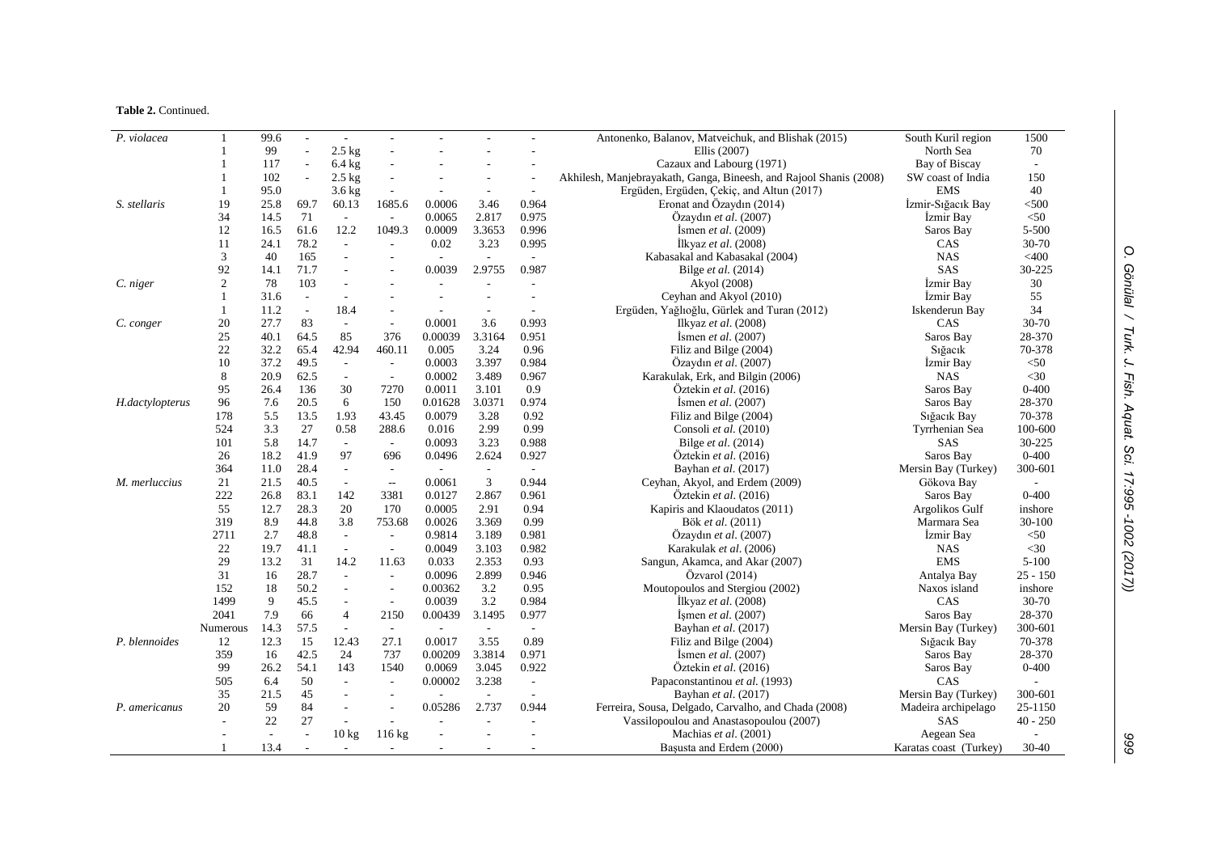**Table 2.** Continued.

| | | | | | | | | | | | |
|---|---|---|---|---|---|---|---|---|---|---|---|
| *P. violacea* | 1 | 99.6 | - | - | - | - | - | - | Antonenko, Balanov, Matveichuk, and Blishak (2015) | South Kuril region | 1500 |
| | 1 | 99 | - | 2.5 kg | - | - | - | - | Ellis (2007) | North Sea | 70 |
| | 1 | 117 | - | 6.4 kg | - | - | - | - | Cazaux and Labourg (1971) | Bay of Biscay | - |
| | 1 | 102 | - | 2.5 kg | - | - | - | - | Akhilesh, Manjebrayakath, Ganga, Bineesh, and Rajool Shanis (2008) | SW coast of India | 150 |
| | 1 | 95.0 | | 3.6 kg | - | - | - | - | Ergüden, Ergüden, Çekiç, and Altun (2017) | EMS | 40 |
| *S. stellaris* | 19 | 25.8 | 69.7 | 60.13 | 1685.6 | 0.0006 | 3.46 | 0.964 | Eronat and Özaydın (2014) | İzmir-Sığacık Bay | <500 |
| | 34 | 14.5 | 71 | - | - | 0.0065 | 2.817 | 0.975 | Özaydın *et al*. (2007) | İzmir Bay | <50 |
| | 12 | 16.5 | 61.6 | 12.2 | 1049.3 | 0.0009 | 3.3653 | 0.996 | İsmen *et al*. (2009) | Saros Bay | 5-500 |
| | 11 | 24.1 | 78.2 | - | - | 0.02 | 3.23 | 0.995 | İlkyaz *et al*. (2008) | CAS | 30-70 |
| | 3 | 40 | 165 | - | - | - | - | - | Kabasakal and Kabasakal (2004) | NAS | <400 |
| | 92 | 14.1 | 71.7 | - | - | 0.0039 | 2.9755 | 0.987 | Bilge *et al*. (2014) | SAS | 30-225 |
| *C. niger* | 2 | 78 | 103 | - | - | - | - | - | Akyol (2008) | İzmir Bay | 30 |
| | 1 | 31.6 | - | - | - | - | - | - | Ceyhan and Akyol (2010) | İzmir Bay | 55 |
| | 1 | 11.2 | - | 18.4 | - | - | - | - | Ergüden, Yağlıoğlu, Gürlek and Turan (2012) | Iskenderun Bay | 34 |
| *C. conger* | 20 | 27.7 | 83 | - | - | 0.0001 | 3.6 | 0.993 | Ilkyaz *et al*. (2008) | CAS | 30-70 |
| | 25 | 40.1 | 64.5 | 85 | 376 | 0.00039 | 3.3164 | 0.951 | İsmen *et al*. (2007) | Saros Bay | 28-370 |
| | 22 | 32.2 | 65.4 | 42.94 | 460.11 | 0.005 | 3.24 | 0.96 | Filiz and Bilge (2004) | Sığacık | 70-378 |
| | 10 | 37.2 | 49.5 | - | - | 0.0003 | 3.397 | 0.984 | Özaydın *et al*. (2007) | İzmir Bay | <50 |
| | 8 | 20.9 | 62.5 | - | - | 0.0002 | 3.489 | 0.967 | Karakulak, Erk, and Bilgin (2006) | NAS | <30 |
| | 95 | 26.4 | 136 | 30 | 7270 | 0.0011 | 3.101 | 0.9 | Öztekin *et al*. (2016) | Saros Bay | 0-400 |
| *H.dactylopterus* | 96 | 7.6 | 20.5 | 6 | 150 | 0.01628 | 3.0371 | 0.974 | İsmen *et al*. (2007) | Saros Bay | 28-370 |
| | 178 | 5.5 | 13.5 | 1.93 | 43.45 | 0.0079 | 3.28 | 0.92 | Filiz and Bilge (2004) | Sığacık Bay | 70-378 |
| | 524 | 3.3 | 27 | 0.58 | 288.6 | 0.016 | 2.99 | 0.99 | Consoli *et al*. (2010) | Tyrrhenian Sea | 100-600 |
| | 101 | 5.8 | 14.7 | - | - | 0.0093 | 3.23 | 0.988 | Bilge *et al*. (2014) | SAS | 30-225 |
| | 26 | 18.2 | 41.9 | 97 | 696 | 0.0496 | 2.624 | 0.927 | Öztekin *et al*. (2016) | Saros Bay | 0-400 |
| | 364 | 11.0 | 28.4 | - | - | - | - | - | Bayhan *et al*. (2017) | Mersin Bay (Turkey) | 300-601 |
| *M. merluccius* | 21 | 21.5 | 40.5 | - | -- | 0.0061 | 3 | 0.944 | Ceyhan, Akyol, and Erdem (2009) | Gökova Bay | - |
| | 222 | 26.8 | 83.1 | 142 | 3381 | 0.0127 | 2.867 | 0.961 | Öztekin *et al*. (2016) | Saros Bay | 0-400 |
| | 55 | 12.7 | 28.3 | 20 | 170 | 0.0005 | 2.91 | 0.94 | Kapiris and Klaoudatos (2011) | Argolikos Gulf | inshore |
| | 319 | 8.9 | 44.8 | 3.8 | 753.68 | 0.0026 | 3.369 | 0.99 | Bök *et al*. (2011) | Marmara Sea | 30-100 |
| | 2711 | 2.7 | 48.8 | - | - | 0.9814 | 3.189 | 0.981 | Özaydın *et al*. (2007) | İzmir Bay | <50 |
| | 22 | 19.7 | 41.1 | - | - | 0.0049 | 3.103 | 0.982 | Karakulak *et al*. (2006) | NAS | <30 |
| | 29 | 13.2 | 31 | 14.2 | 11.63 | 0.033 | 2.353 | 0.93 | Sangun, Akamca, and Akar (2007) | EMS | 5-100 |
| | 31 | 16 | 28.7 | - | - | 0.0096 | 2.899 | 0.946 | Özvarol (2014) | Antalya Bay | 25 - 150 |
| | 152 | 18 | 50.2 | - | - | 0.00362 | 3.2 | 0.95 | Moutopoulos and Stergiou (2002) | Naxos island | inshore |
| | 1499 | 9 | 45.5 | - | - | 0.0039 | 3.2 | 0.984 | İlkyaz *et al*. (2008) | CAS | 30-70 |
| | 2041 | 7.9 | 66 | 4 | 2150 | 0.00439 | 3.1495 | 0.977 | İşmen *et al*. (2007) | Saros Bay | 28-370 |
| | Numerous | 14.3 | 57.5 | - | - | - | - | - | Bayhan *et al*. (2017) | Mersin Bay (Turkey) | 300-601 |
| *P. blennoides* | 12 | 12.3 | 15 | 12.43 | 27.1 | 0.0017 | 3.55 | 0.89 | Filiz and Bilge (2004) | Sığacık Bay | 70-378 |
| | 359 | 16 | 42.5 | 24 | 737 | 0.00209 | 3.3814 | 0.971 | İsmen *et al*. (2007) | Saros Bay | 28-370 |
| | 99 | 26.2 | 54.1 | 143 | 1540 | 0.0069 | 3.045 | 0.922 | Öztekin *et al*. (2016) | Saros Bay | 0-400 |
| | 505 | 6.4 | 50 | - | - | 0.00002 | 3.238 | - | Papaconstantinou *et al*. (1993) | CAS | - |
| | 35 | 21.5 | 45 | - | - | - | - | - | Bayhan *et al*. (2017) | Mersin Bay (Turkey) | 300-601 |
| *P. americanus* | 20 | 59 | 84 | - | - | 0.05286 | 2.737 | 0.944 | Ferreira, Sousa, Delgado, Carvalho, and Chada (2008) | Madeira archipelago | 25-1150 |
| | - | 22 | 27 | - | - | - | - | - | Vassilopoulou and Anastasopoulou (2007) | SAS | 40 - 250 |
| | - | - | - | 10 kg | 116 kg | - | - | - | Machias *et al*. (2001) | Aegean Sea | - |
| | 1 | 13.4 | - | - | - | - | - | - | Başusta and Erdem (2000) | Karatas coast (Turkey) | 30-40 |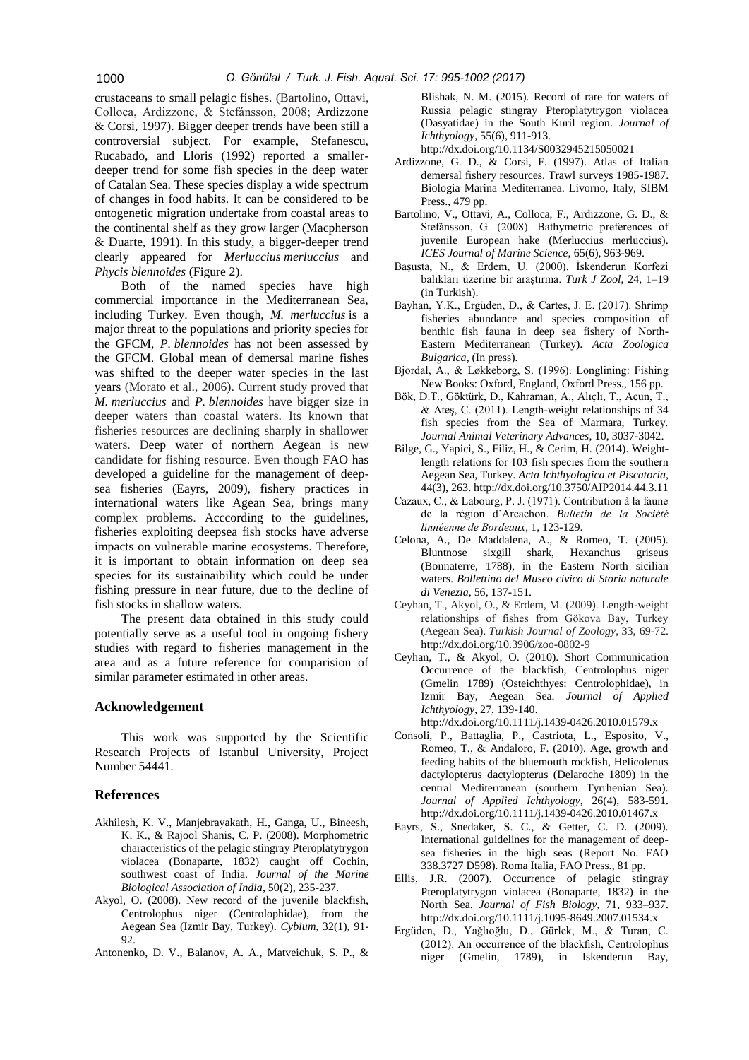crustaceans to small pelagic fishes. (Bartolino, Ottavi, Colloca, Ardizzone, & Stefánsson, 2008; Ardizzone & Corsi, 1997). Bigger deeper trends have been still a controversial subject. For example, Stefanescu, Rucabado, and Lloris (1992) reported a smaller-deeper trend for some fish species in the deep water of Catalan Sea. These species display a wide spectrum of changes in food habits. It can be considered to be ontogenetic migration undertake from coastal areas to the continental shelf as they grow larger (Macpherson & Duarte, 1991). In this study, a bigger-deeper trend clearly appeared for *Merluccius merluccius* and *Phycis blennoides* (Figure 2).

Both of the named species have high commercial importance in the Mediterranean Sea, including Turkey. Even though, *M. merluccius* is a major threat to the populations and priority species for the GFCM, *P. blennoides* has not been assessed by the GFCM. Global mean of demersal marine fishes was shifted to the deeper water species in the last years (Morato et al., 2006). Current study proved that *M. merluccius* and *P. blennoides* have bigger size in deeper waters than coastal waters. Its known that fisheries resources are declining sharply in shallower waters. Deep water of northern Aegean is new candidate for fishing resource. Even though FAO has developed a guideline for the management of deep-sea fisheries (Eayrs, 2009), fishery practices in international waters like Agean Sea, brings many complex problems. Acccording to the guidelines, fisheries exploiting deepsea fish stocks have adverse impacts on vulnerable marine ecosystems. Therefore, it is important to obtain information on deep sea species for its sustainaibility which could be under fishing pressure in near future, due to the decline of fish stocks in shallow waters.

The present data obtained in this study could potentially serve as a useful tool in ongoing fishery studies with regard to fisheries management in the area and as a future reference for comparision of similar parameter estimated in other areas.

## Acknowledgement

This work was supported by the Scientific Research Projects of Istanbul University, Project Number 54441.

## References

Akhilesh, K. V., Manjebrayakath, H., Ganga, U., Bineesh, K. K., & Rajool Shanis, C. P. (2008). Morphometric characteristics of the pelagic stingray Pteroplatytrygon violacea (Bonaparte, 1832) caught off Cochin, southwest coast of India. *Journal of the Marine Biological Association of India*, 50(2), 235-237.

Akyol, O. (2008). New record of the juvenile blackfish, Centrolophus niger (Centrolophidae), from the Aegean Sea (Izmir Bay, Turkey). *Cybium*, 32(1), 91-92.

Antonenko, D. V., Balanov, A. A., Matveichuk, S. P., & Blishak, N. M. (2015). Record of rare for waters of Russia pelagic stingray Pteroplatytrygon violacea (Dasyatidae) in the South Kuril region. *Journal of Ichthyology*, 55(6), 911-913. http://dx.doi.org/10.1134/S0032945215050021

Ardizzone, G. D., & Corsi, F. (1997). Atlas of Italian demersal fishery resources. Trawl surveys 1985-1987. Biologia Marina Mediterranea. Livorno, Italy, SIBM Press., 479 pp.

Bartolino, V., Ottavi, A., Colloca, F., Ardizzone, G. D., & Stefánsson, G. (2008). Bathymetric preferences of juvenile European hake (Merluccius merluccius). *ICES Journal of Marine Science*, 65(6), 963-969.

Başusta, N., & Erdem, U. (2000). İskenderun Korfezi balıkları üzerine bir araştırma. *Turk J Zool*, 24, 1–19 (in Turkish).

Bayhan, Y.K., Ergüden, D., & Cartes, J. E. (2017). Shrimp fisheries abundance and species composition of benthic fish fauna in deep sea fishery of North-Eastern Mediterranean (Turkey). *Acta Zoologica Bulgarica*, (In press).

Bjordal, A., & Løkkeborg, S. (1996). Longlining: Fishing New Books: Oxford, England, Oxford Press., 156 pp.

Bök, D.T., Göktürk, D., Kahraman, A., Alıçlı, T., Acun, T., & Ateş, C. (2011). Length-weight relationships of 34 fish species from the Sea of Marmara, Turkey. *Journal Animal Veterinary Advances*, 10, 3037-3042.

Bilge, G., Yapici, S., Filiz, H., & Cerim, H. (2014). Weight-length relations for 103 fish species from the southern Aegean Sea, Turkey. *Acta Ichthyologica et Piscatoria*, 44(3), 263. http://dx.doi.org/10.3750/AIP2014.44.3.11

Cazaux, C., & Labourg, P. J. (1971). Contribution à la faune de la région d'Arcachon. *Bulletin de la Société linnéenne de Bordeaux*, 1, 123-129.

Celona, A., De Maddalena, A., & Romeo, T. (2005). Bluntnose sixgill shark, Hexanchus griseus (Bonnaterre, 1788), in the Eastern North sicilian waters. *Bollettino del Museo civico di Storia naturale di Venezia*, 56, 137-151.

Ceyhan, T., Akyol, O., & Erdem, M. (2009). Length-weight relationships of fishes from Gökova Bay, Turkey (Aegean Sea). *Turkish Journal of Zoology*, 33, 69-72. http://dx.doi.org/10.3906/zoo-0802-9

Ceyhan, T., & Akyol, O. (2010). Short Communication Occurrence of the blackfish, Centrolophus niger (Gmelin 1789) (Osteichthyes: Centrolophidae), in Izmir Bay, Aegean Sea. *Journal of Applied Ichthyology*, 27, 139-140. http://dx.doi.org/10.1111/j.1439-0426.2010.01579.x

Consoli, P., Battaglia, P., Castriota, L., Esposito, V., Romeo, T., & Andaloro, F. (2010). Age, growth and feeding habits of the bluemouth rockfish, Helicolenus dactylopterus dactylopterus (Delaroche 1809) in the central Mediterranean (southern Tyrrhenian Sea). *Journal of Applied Ichthyology*, 26(4), 583-591. http://dx.doi.org/10.1111/j.1439-0426.2010.01467.x

Eayrs, S., Snedaker, S. C., & Getter, C. D. (2009). International guidelines for the management of deep-sea fisheries in the high seas (Report No. FAO 338.3727 D598). Roma Italia, FAO Press., 81 pp.

Ellis, J.R. (2007). Occurrence of pelagic stingray Pteroplatytrygon violacea (Bonaparte, 1832) in the North Sea. *Journal of Fish Biology*, 71, 933–937. http://dx.doi.org/10.1111/j.1095-8649.2007.01534.x

Ergüden, D., Yağlıoğlu, D., Gürlek, M., & Turan, C. (2012). An occurrence of the blackfish, Centrolophus niger (Gmelin, 1789), in Iskenderun Bay,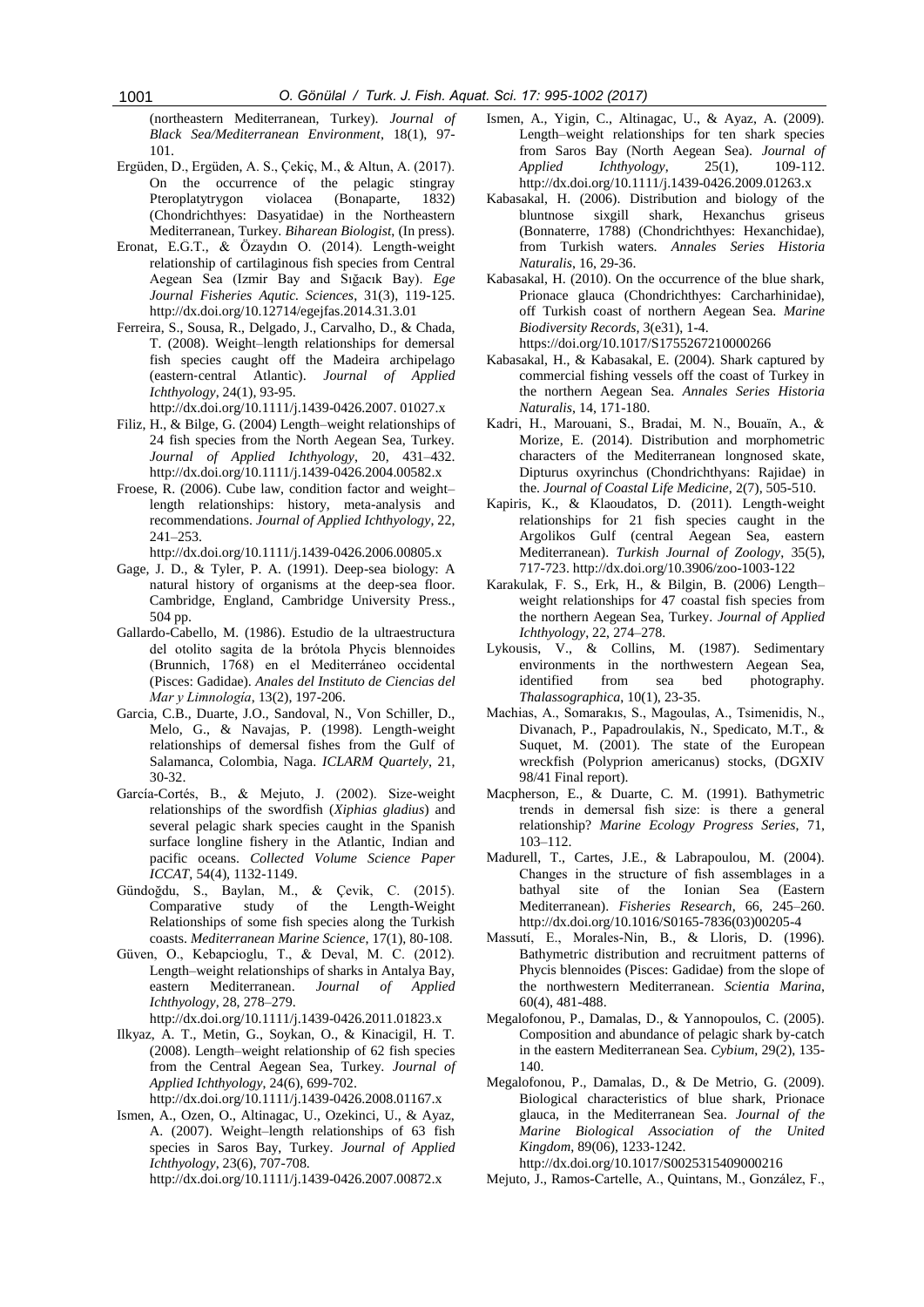(northeastern Mediterranean, Turkey). *Journal of Black Sea/Mediterranean Environment*, 18(1), 97-101.

Ergüden, D., Ergüden, A. S., Çekiç, M., & Altun, A. (2017). On the occurrence of the pelagic stingray Pteroplatytrygon violacea (Bonaparte, 1832) (Chondrichthyes: Dasyatidae) in the Northeastern Mediterranean, Turkey. *Biharean Biologist*, (In press).

Eronat, E.G.T., & Özaydın O. (2014). Length-weight relationship of cartilaginous fish species from Central Aegean Sea (Izmir Bay and Sığacık Bay). *Ege Journal Fisheries Aqutic. Sciences*, 31(3), 119-125. http://dx.doi.org/10.12714/egejfas.2014.31.3.01

Ferreira, S., Sousa, R., Delgado, J., Carvalho, D., & Chada, T. (2008). Weight–length relationships for demersal fish species caught off the Madeira archipelago (eastern-central Atlantic). *Journal of Applied Ichthyology*, 24(1), 93-95. http://dx.doi.org/10.1111/j.1439-0426.2007. 01027.x

Filiz, H., & Bilge, G. (2004) Length–weight relationships of 24 fish species from the North Aegean Sea, Turkey. *Journal of Applied Ichthyology*, 20, 431–432. http://dx.doi.org/10.1111/j.1439-0426.2004.00582.x

Froese, R. (2006). Cube law, condition factor and weight–length relationships: history, meta-analysis and recommendations. *Journal of Applied Ichthyology*, 22, 241–253. http://dx.doi.org/10.1111/j.1439-0426.2006.00805.x

Gage, J. D., & Tyler, P. A. (1991). Deep-sea biology: A natural history of organisms at the deep-sea floor. Cambridge, England, Cambridge University Press., 504 pp.

Gallardo-Cabello, M. (1986). Estudio de la ultraestructura del otolito sagita de la brótola Phycis blennoides (Brunnich, 1768) en el Mediterráneo occidental (Pisces: Gadidae). *Anales del Instituto de Ciencias del Mar y Limnología*, 13(2), 197-206.

Garcia, C.B., Duarte, J.O., Sandoval, N., Von Schiller, D., Melo, G., & Navajas, P. (1998). Length-weight relationships of demersal fishes from the Gulf of Salamanca, Colombia, Naga. *ICLARM Quartely*, 21, 30-32.

García-Cortés, B., & Mejuto, J. (2002). Size-weight relationships of the swordfish (*Xiphias gladius*) and several pelagic shark species caught in the Spanish surface longline fishery in the Atlantic, Indian and pacific oceans. *Collected Volume Science Paper ICCAT*, 54(4), 1132-1149.

Gündoğdu, S., Baylan, M., & Çevik, C. (2015). Comparative study of the Length-Weight Relationships of some fish species along the Turkish coasts. *Mediterranean Marine Science*, 17(1), 80-108.

Güven, O., Kebapcioglu, T., & Deval, M. C. (2012). Length–weight relationships of sharks in Antalya Bay, eastern Mediterranean. *Journal of Applied Ichthyology*, 28, 278–279. http://dx.doi.org/10.1111/j.1439-0426.2011.01823.x

Ilkyaz, A. T., Metin, G., Soykan, O., & Kinacigil, H. T. (2008). Length–weight relationship of 62 fish species from the Central Aegean Sea, Turkey. *Journal of Applied Ichthyology*, 24(6), 699-702. http://dx.doi.org/10.1111/j.1439-0426.2008.01167.x

Ismen, A., Ozen, O., Altinagac, U., Ozekinci, U., & Ayaz, A. (2007). Weight–length relationships of 63 fish species in Saros Bay, Turkey. *Journal of Applied Ichthyology*, 23(6), 707-708. http://dx.doi.org/10.1111/j.1439-0426.2007.00872.x

Ismen, A., Yigin, C., Altinagac, U., & Ayaz, A. (2009). Length–weight relationships for ten shark species from Saros Bay (North Aegean Sea). *Journal of Applied Ichthyology*, 25(1), 109-112. http://dx.doi.org/10.1111/j.1439-0426.2009.01263.x

Kabasakal, H. (2006). Distribution and biology of the bluntnose sixgill shark, Hexanchus griseus (Bonnaterre, 1788) (Chondrichthyes: Hexanchidae), from Turkish waters. *Annales Series Historia Naturalis*, 16, 29-36.

Kabasakal, H. (2010). On the occurrence of the blue shark, Prionace glauca (Chondrichthyes: Carcharhinidae), off Turkish coast of northern Aegean Sea. *Marine Biodiversity Records*, 3(e31), 1-4. https://doi.org/10.1017/S1755267210000266

Kabasakal, H., & Kabasakal, E. (2004). Shark captured by commercial fishing vessels off the coast of Turkey in the northern Aegean Sea. *Annales Series Historia Naturalis*, 14, 171-180.

Kadri, H., Marouani, S., Bradai, M. N., Bouaïn, A., & Morize, E. (2014). Distribution and morphometric characters of the Mediterranean longnosed skate, Dipturus oxyrinchus (Chondrichthyans: Rajidae) in the. *Journal of Coastal Life Medicine*, 2(7), 505-510.

Kapiris, K., & Klaoudatos, D. (2011). Length-weight relationships for 21 fish species caught in the Argolikos Gulf (central Aegean Sea, eastern Mediterranean). *Turkish Journal of Zoology*, 35(5), 717-723. http://dx.doi.org/10.3906/zoo-1003-122

Karakulak, F. S., Erk, H., & Bilgin, B. (2006) Length–weight relationships for 47 coastal fish species from the northern Aegean Sea, Turkey. *Journal of Applied Ichthyology*, 22, 274–278.

Lykousis, V., & Collins, M. (1987). Sedimentary environments in the northwestern Aegean Sea, identified from sea bed photography. *Thalassographica*, 10(1), 23-35.

Machias, A., Somarakıs, S., Magoulas, A., Tsimenidis, N., Divanach, P., Papadroulakis, N., Spedicato, M.T., & Suquet, M. (2001). The state of the European wreckfish (Polyprion americanus) stocks, (DGXIV 98/41 Final report).

Macpherson, E., & Duarte, C. M. (1991). Bathymetric trends in demersal fish size: is there a general relationship? *Marine Ecology Progress Series*, 71, 103–112.

Madurell, T., Cartes, J.E., & Labrapoulou, M. (2004). Changes in the structure of fish assemblages in a bathyal site of the Ionian Sea (Eastern Mediterranean). *Fisheries Research*, 66, 245–260. http://dx.doi.org/10.1016/S0165-7836(03)00205-4

Massutí, E., Morales-Nin, B., & Lloris, D. (1996). Bathymetric distribution and recruitment patterns of Phycis blennoides (Pisces: Gadidae) from the slope of the northwestern Mediterranean. *Scientia Marina*, 60(4), 481-488.

Megalofonou, P., Damalas, D., & Yannopoulos, C. (2005). Composition and abundance of pelagic shark by-catch in the eastern Mediterranean Sea. *Cybium*, 29(2), 135-140.

Megalofonou, P., Damalas, D., & De Metrio, G. (2009). Biological characteristics of blue shark, Prionace glauca, in the Mediterranean Sea. *Journal of the Marine Biological Association of the United Kingdom*, 89(06), 1233-1242. http://dx.doi.org/10.1017/S0025315409000216

Mejuto, J., Ramos-Cartelle, A., Quintans, M., González, F.,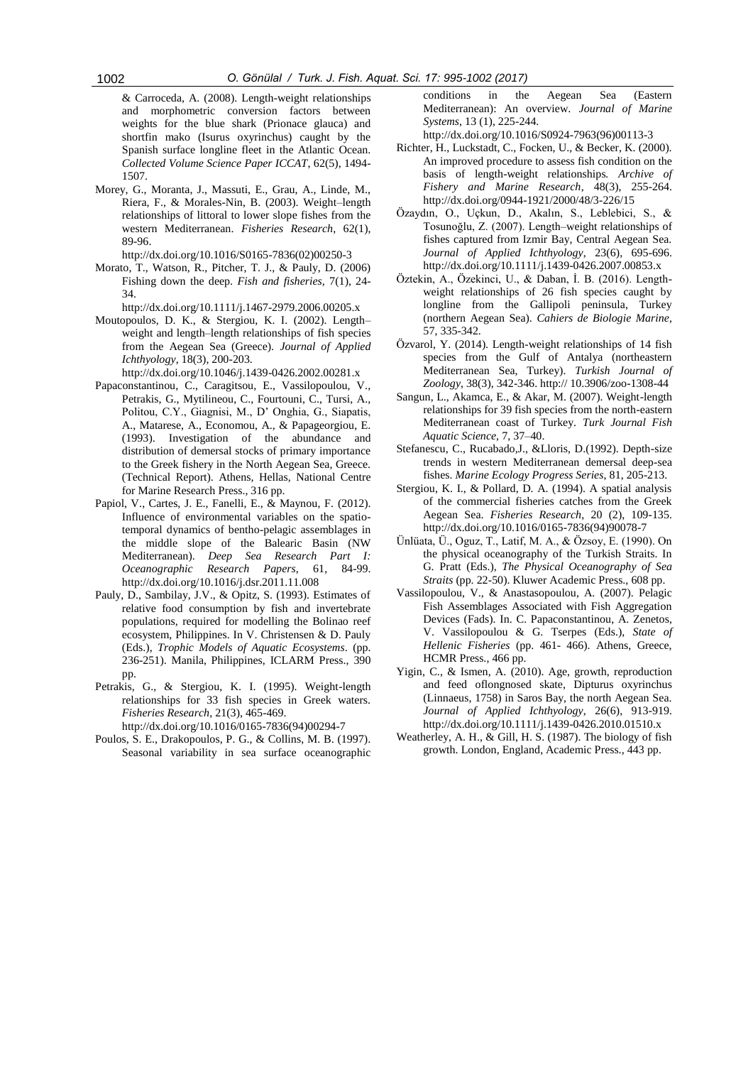& Carroceda, A. (2008). Length-weight relationships and morphometric conversion factors between weights for the blue shark (Prionace glauca) and shortfin mako (Isurus oxyrinchus) caught by the Spanish surface longline fleet in the Atlantic Ocean. *Collected Volume Science Paper ICCAT*, 62(5), 1494-1507.

Morey, G., Moranta, J., Massuti, E., Grau, A., Linde, M., Riera, F., & Morales-Nin, B. (2003). Weight–length relationships of littoral to lower slope fishes from the western Mediterranean. *Fisheries Research*, 62(1), 89-96. http://dx.doi.org/10.1016/S0165-7836(02)00250-3

Morato, T., Watson, R., Pitcher, T. J., & Pauly, D. (2006) Fishing down the deep. *Fish and fisheries*, 7(1), 24-34. http://dx.doi.org/10.1111/j.1467-2979.2006.00205.x

Moutopoulos, D. K., & Stergiou, K. I. (2002). Length–weight and length–length relationships of fish species from the Aegean Sea (Greece). *Journal of Applied Ichthyology*, 18(3), 200-203. http://dx.doi.org/10.1046/j.1439-0426.2002.00281.x

Papaconstantinou, C., Caragitsou, E., Vassilopoulou, V., Petrakis, G., Mytilineou, C., Fourtouni, C., Tursi, A., Politou, C.Y., Giagnisi, M., D' Onghia, G., Siapatis, A., Matarese, A., Economou, A., & Papageorgiou, E. (1993). Investigation of the abundance and distribution of demersal stocks of primary importance to the Greek fishery in the North Aegean Sea, Greece. (Technical Report). Athens, Hellas, National Centre for Marine Research Press., 316 pp.

Papiol, V., Cartes, J. E., Fanelli, E., & Maynou, F. (2012). Influence of environmental variables on the spatio-temporal dynamics of bentho-pelagic assemblages in the middle slope of the Balearic Basin (NW Mediterranean). *Deep Sea Research Part I: Oceanographic Research Papers*, 61, 84-99. http://dx.doi.org/10.1016/j.dsr.2011.11.008

Pauly, D., Sambilay, J.V., & Opitz, S. (1993). Estimates of relative food consumption by fish and invertebrate populations, required for modelling the Bolinao reef ecosystem, Philippines. In V. Christensen & D. Pauly (Eds.), *Trophic Models of Aquatic Ecosystems*. (pp. 236-251). Manila, Philippines, ICLARM Press., 390 pp.

Petrakis, G., & Stergiou, K. I. (1995). Weight-length relationships for 33 fish species in Greek waters. *Fisheries Research*, 21(3), 465-469. http://dx.doi.org/10.1016/0165-7836(94)00294-7

Poulos, S. E., Drakopoulos, P. G., & Collins, M. B. (1997). Seasonal variability in sea surface oceanographic conditions in the Aegean Sea (Eastern Mediterranean): An overview. *Journal of Marine Systems*, 13 (1), 225-244. http://dx.doi.org/10.1016/S0924-7963(96)00113-3

Richter, H., Luckstadt, C., Focken, U., & Becker, K. (2000). An improved procedure to assess fish condition on the basis of length-weight relationships. *Archive of Fishery and Marine Research*, 48(3), 255-264. http://dx.doi.org/0944-1921/2000/48/3-226/15

Özaydın, O., Uçkun, D., Akalın, S., Leblebici, S., & Tosunoğlu, Z. (2007). Length–weight relationships of fishes captured from Izmir Bay, Central Aegean Sea. *Journal of Applied Ichthyology*, 23(6), 695-696. http://dx.doi.org/10.1111/j.1439-0426.2007.00853.x

Öztekin, A., Özekinci, U., & Daban, İ. B. (2016). Length-weight relationships of 26 fish species caught by longline from the Gallipoli peninsula, Turkey (northern Aegean Sea). *Cahiers de Biologie Marine*, 57, 335-342.

Özvarol, Y. (2014). Length-weight relationships of 14 fish species from the Gulf of Antalya (northeastern Mediterranean Sea, Turkey). *Turkish Journal of Zoology*, 38(3), 342-346. http:// 10.3906/zoo-1308-44

Sangun, L., Akamca, E., & Akar, M. (2007). Weight-length relationships for 39 fish species from the north-eastern Mediterranean coast of Turkey. *Turk Journal Fish Aquatic Science*, 7, 37–40.

Stefanescu, C., Rucabado,J., &Lloris, D.(1992). Depth-size trends in western Mediterranean demersal deep-sea fishes. *Marine Ecology Progress Series*, 81, 205-213.

Stergiou, K. I., & Pollard, D. A. (1994). A spatial analysis of the commercial fisheries catches from the Greek Aegean Sea. *Fisheries Research*, 20 (2), 109-135. http://dx.doi.org/10.1016/0165-7836(94)90078-7

Ünlüata, Ü., Oguz, T., Latif, M. A., & Özsoy, E. (1990). On the physical oceanography of the Turkish Straits. In G. Pratt (Eds.), *The Physical Oceanography of Sea Straits* (pp. 22-50). Kluwer Academic Press., 608 pp.

Vassilopoulou, V., & Anastasopoulou, A. (2007). Pelagic Fish Assemblages Associated with Fish Aggregation Devices (Fads). In. C. Papaconstantinou, A. Zenetos, V. Vassilopoulou & G. Tserpes (Eds.), *State of Hellenic Fisheries* (pp. 461- 466). Athens, Greece, HCMR Press., 466 pp.

Yigin, C., & Ismen, A. (2010). Age, growth, reproduction and feed oflongnosed skate, Dipturus oxyrinchus (Linnaeus, 1758) in Saros Bay, the north Aegean Sea. *Journal of Applied Ichthyology*, 26(6), 913-919. http://dx.doi.org/10.1111/j.1439-0426.2010.01510.x

Weatherley, A. H., & Gill, H. S. (1987). The biology of fish growth. London, England, Academic Press., 443 pp.